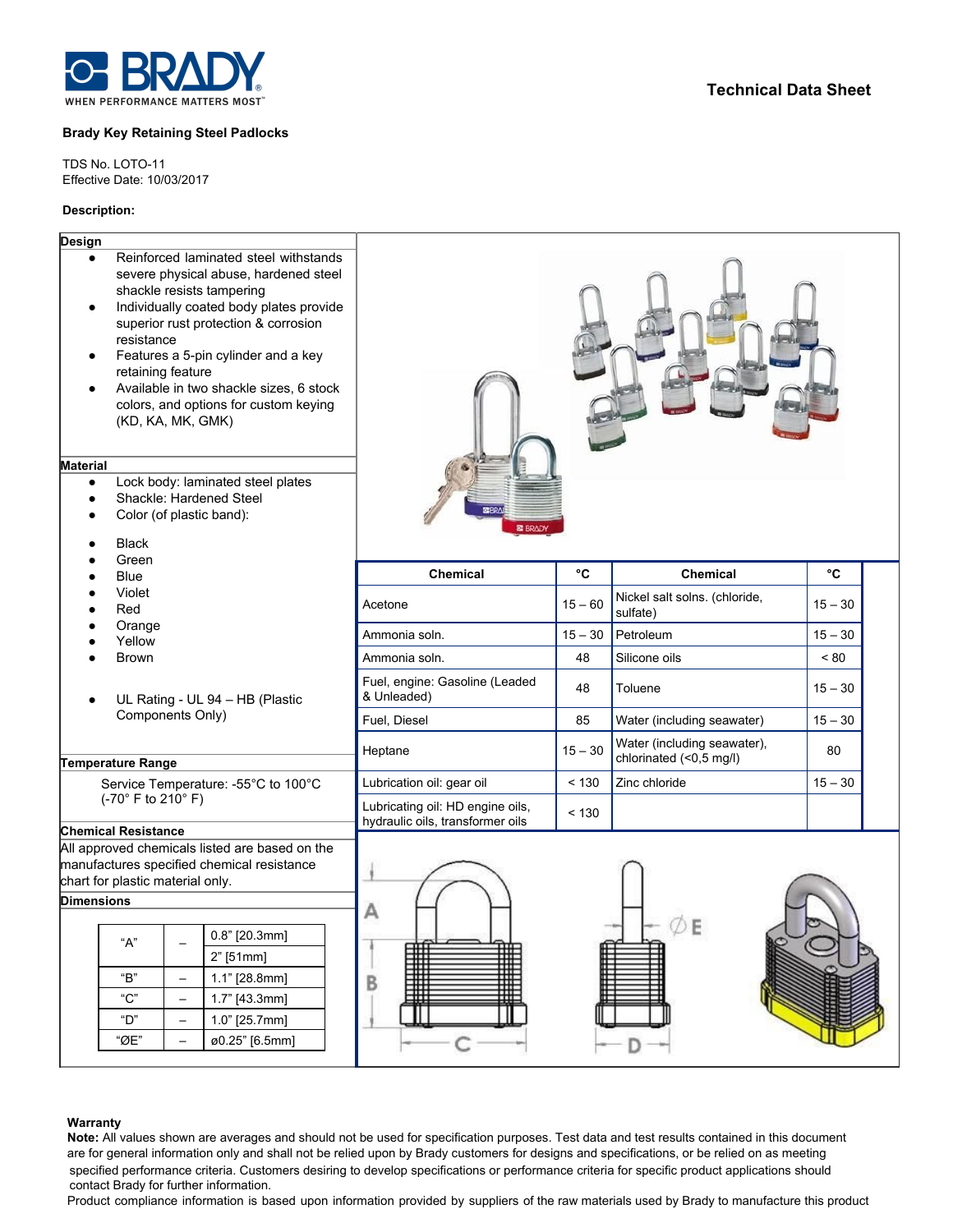**Technical Data Sheet**

**Brady Key Retaining Steel Padlocks**

TDS No. LOTO-11
Effective Date: 10/03/2017

**Description:**

**Design**

- Reinforced laminated steel withstands severe physical abuse, hardened steel shackle resists tampering
- Individually coated body plates provide superior rust protection & corrosion resistance
- Features a 5-pin cylinder and a key retaining feature
- Available in two shackle sizes, 6 stock colors, and options for custom keying (KD, KA, MK, GMK)

**Material**

- Lock body: laminated steel plates
- Shackle: Hardened Steel
- Color (of plastic band):

- Black
- Green
- Blue
- Violet
- Red
- Orange
- Yellow
- Brown

- UL Rating - UL 94 – HB (Plastic Components Only)

**Temperature Range**

Service Temperature: -55°C to 100°C (-70° F to 210° F)

**Chemical Resistance**

All approved chemicals listed are based on the manufactures specified chemical resistance chart for plastic material only.

| Chemical | °C | Chemical | °C |
|---|---|---|---|
| Acetone | 15 – 60 | Nickel salt solns. (chloride, sulfate) | 15 – 30 |
| Ammonia soln. | 15 – 30 | Petroleum | 15 – 30 |
| Ammonia soln. | 48 | Silicone oils | < 80 |
| Fuel, engine: Gasoline (Leaded & Unleaded) | 48 | Toluene | 15 – 30 |
| Fuel, Diesel | 85 | Water (including seawater) | 15 – 30 |
| Heptane | 15 – 30 | Water (including seawater), chlorinated (<0,5 mg/l) | 80 |
| Lubrication oil: gear oil | < 130 | Zinc chloride | 15 – 30 |
| Lubricating oil: HD engine oils, hydraulic oils, transformer oils | < 130 | | |

**Dimensions**

| | | |
|---|---|---|
| "A" | – | 0.8" [20.3mm] |
| | | 2" [51mm] |
| "B" | – | 1.1" [28.8mm] |
| "C" | – | 1.7" [43.3mm] |
| "D" | – | 1.0" [25.7mm] |
| "ØE" | – | ø0.25" [6.5mm] |

**Warranty**

**Note:** All values shown are averages and should not be used for specification purposes. Test data and test results contained in this document are for general information only and shall not be relied upon by Brady customers for designs and specifications, or be relied on as meeting specified performance criteria. Customers desiring to develop specifications or performance criteria for specific product applications should contact Brady for further information.

Product compliance information is based upon information provided by suppliers of the raw materials used by Brady to manufacture this product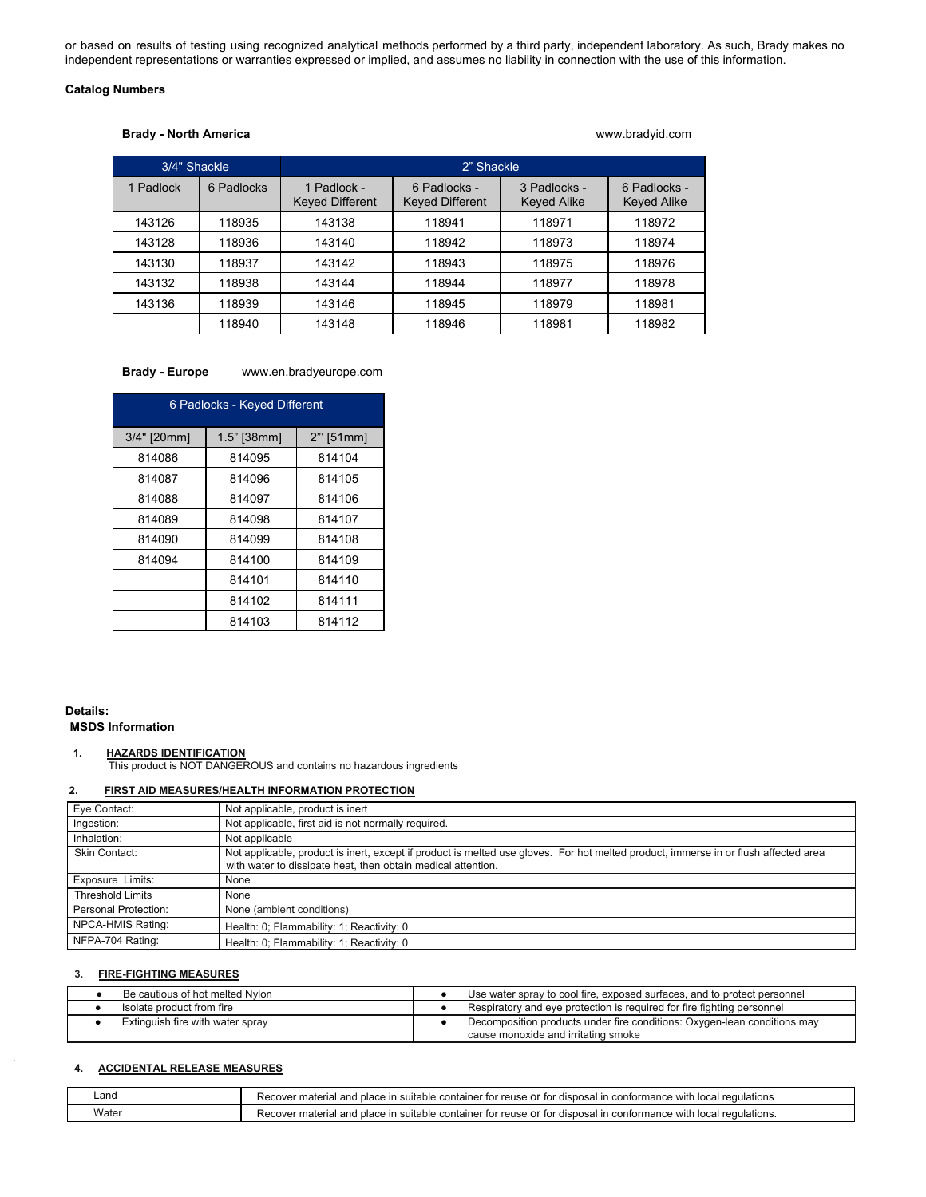or based on results of testing using recognized analytical methods performed by a third party, independent laboratory. As such, Brady makes no independent representations or warranties expressed or implied, and assumes no liability in connection with the use of this information.

**Catalog Numbers**

**Brady - North America** www.bradyid.com

| 3/4" Shackle | | 2" Shackle | | | |
|---|---|---|---|---|---|
| 1 Padlock | 6 Padlocks | 1 Padlock - Keyed Different | 6 Padlocks - Keyed Different | 3 Padlocks - Keyed Alike | 6 Padlocks - Keyed Alike |
| 143126 | 118935 | 143138 | 118941 | 118971 | 118972 |
| 143128 | 118936 | 143140 | 118942 | 118973 | 118974 |
| 143130 | 118937 | 143142 | 118943 | 118975 | 118976 |
| 143132 | 118938 | 143144 | 118944 | 118977 | 118978 |
| 143136 | 118939 | 143146 | 118945 | 118979 | 118981 |
| | 118940 | 143148 | 118946 | 118981 | 118982 |

**Brady - Europe** www.en.bradyeurope.com

| 6 Padlocks - Keyed Different | | |
|---|---|---|
| 3/4" [20mm] | 1.5" [38mm] | 2"' [51mm] |
| 814086 | 814095 | 814104 |
| 814087 | 814096 | 814105 |
| 814088 | 814097 | 814106 |
| 814089 | 814098 | 814107 |
| 814090 | 814099 | 814108 |
| 814094 | 814100 | 814109 |
| | 814101 | 814110 |
| | 814102 | 814111 |
| | 814103 | 814112 |

**Details:**

**MSDS Information**

1. **HAZARDS IDENTIFICATION**
   This product is NOT DANGEROUS and contains no hazardous ingredients

2. **FIRST AID MEASURES/HEALTH INFORMATION PROTECTION**

| | |
|---|---|
| Eye Contact: | Not applicable, product is inert |
| Ingestion: | Not applicable, first aid is not normally required. |
| Inhalation: | Not applicable |
| Skin Contact: | Not applicable, product is inert, except if product is melted use gloves. For hot melted product, immerse in or flush affected area with water to dissipate heat, then obtain medical attention. |
| Exposure Limits: | None |
| Threshold Limits | None |
| Personal Protection: | None (ambient conditions) |
| NPCA-HMIS Rating: | Health: 0; Flammability: 1; Reactivity: 0 |
| NFPA-704 Rating: | Health: 0; Flammability: 1; Reactivity: 0 |

3. **FIRE-FIGHTING MEASURES**

| | |
|---|---|
| • Be cautious of hot melted Nylon | • Use water spray to cool fire, exposed surfaces, and to protect personnel |
| • Isolate product from fire | • Respiratory and eye protection is required for fire fighting personnel |
| • Extinguish fire with water spray | • Decomposition products under fire conditions: Oxygen-lean conditions may cause monoxide and irritating smoke |

4. **ACCIDENTAL RELEASE MEASURES**

| | |
|---|---|
| Land | Recover material and place in suitable container for reuse or for disposal in conformance with local regulations |
| Water | Recover material and place in suitable container for reuse or for disposal in conformance with local regulations. |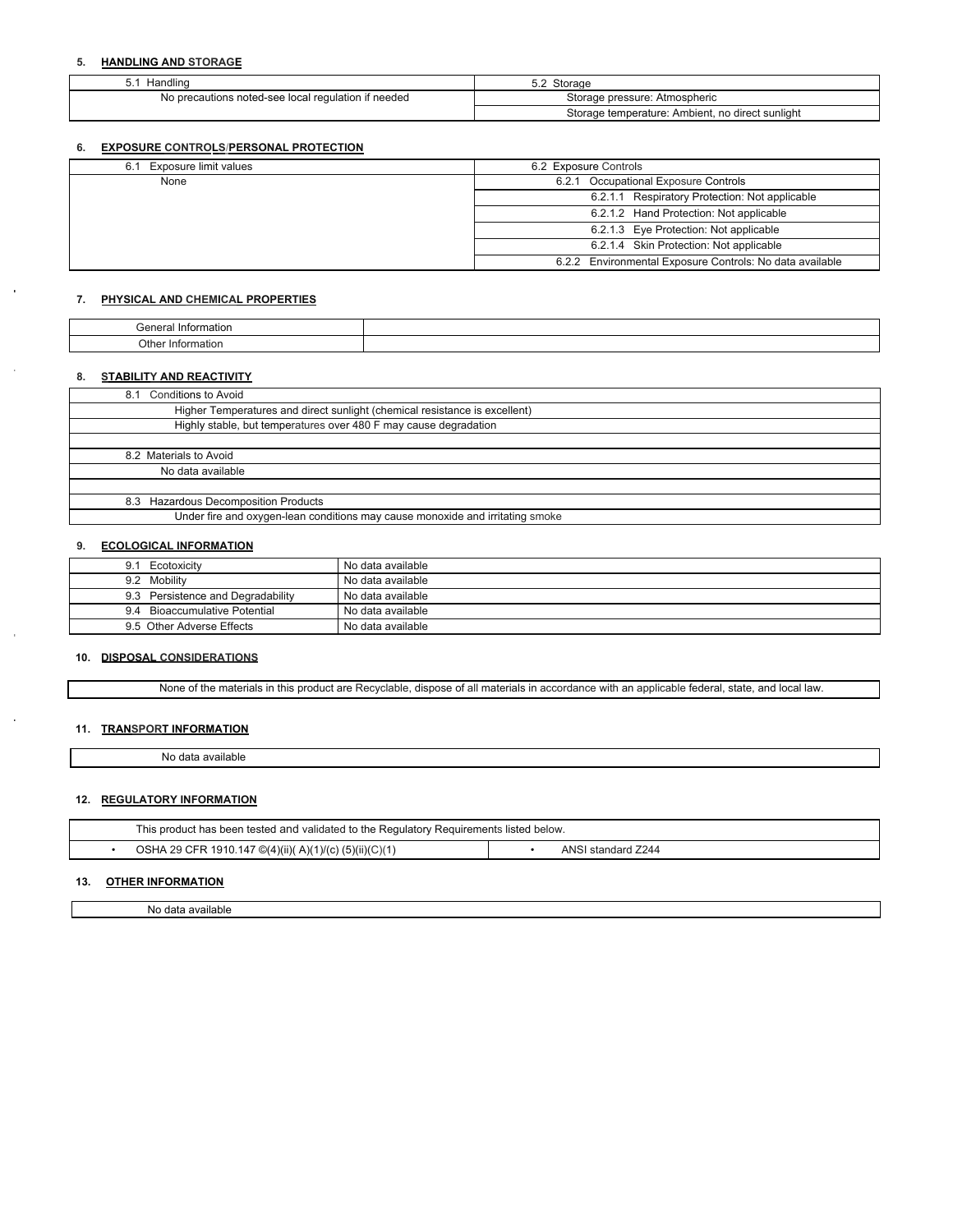## 5. HANDLING AND STORAGE

| 5.1 Handling | 5.2 Storage |
|---|---|
| No precautions noted-see local regulation if needed | Storage pressure: Atmospheric |
| | Storage temperature: Ambient, no direct sunlight |

## 6. EXPOSURE CONTROLS/PERSONAL PROTECTION

| 6.1 Exposure limit values | 6.2 Exposure Controls |
|---|---|
| None | 6.2.1 Occupational Exposure Controls |
| | 6.2.1.1 Respiratory Protection: Not applicable |
| | 6.2.1.2 Hand Protection: Not applicable |
| | 6.2.1.3 Eye Protection: Not applicable |
| | 6.2.1.4 Skin Protection: Not applicable |
| | 6.2.2 Environmental Exposure Controls: No data available |

## 7. PHYSICAL AND CHEMICAL PROPERTIES

| General Information | |
|---|---|
| Other Information | |

## 8. STABILITY AND REACTIVITY

| 8.1 Conditions to Avoid |
|---|
| Higher Temperatures and direct sunlight (chemical resistance is excellent) |
| Highly stable, but temperatures over 480 F may cause degradation |
| |
| 8.2 Materials to Avoid |
| No data available |
| |
| 8.3 Hazardous Decomposition Products |
| Under fire and oxygen-lean conditions may cause monoxide and irritating smoke |

## 9. ECOLOGICAL INFORMATION

| | |
|---|---|
| 9.1 Ecotoxicity | No data available |
| 9.2 Mobility | No data available |
| 9.3 Persistence and Degradability | No data available |
| 9.4 Bioaccumulative Potential | No data available |
| 9.5 Other Adverse Effects | No data available |

## 10. DISPOSAL CONSIDERATIONS

None of the materials in this product are Recyclable, dispose of all materials in accordance with an applicable federal, state, and local law.

## 11. TRANSPORT INFORMATION

No data available

## 12. REGULATORY INFORMATION

This product has been tested and validated to the Regulatory Requirements listed below.

| | |
|---|---|
| • OSHA 29 CFR 1910.147 ©(4)(ii)( A)(1)/(c) (5)(ii)(C)(1) | • ANSI standard Z244 |

## 13. OTHER INFORMATION

No data available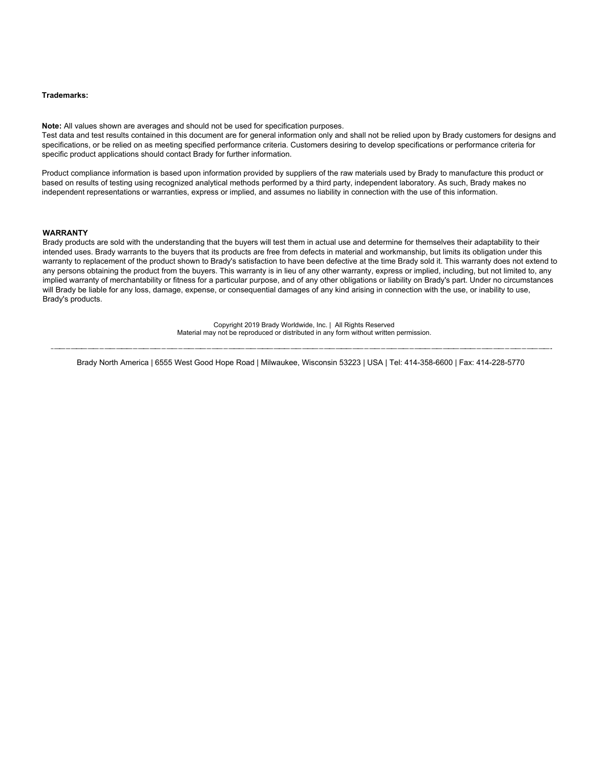**Trademarks:**

**Note:** All values shown are averages and should not be used for specification purposes.
Test data and test results contained in this document are for general information only and shall not be relied upon by Brady customers for designs and specifications, or be relied on as meeting specified performance criteria. Customers desiring to develop specifications or performance criteria for specific product applications should contact Brady for further information.

Product compliance information is based upon information provided by suppliers of the raw materials used by Brady to manufacture this product or based on results of testing using recognized analytical methods performed by a third party, independent laboratory. As such, Brady makes no independent representations or warranties, express or implied, and assumes no liability in connection with the use of this information.

**WARRANTY**

Brady products are sold with the understanding that the buyers will test them in actual use and determine for themselves their adaptability to their intended uses. Brady warrants to the buyers that its products are free from defects in material and workmanship, but limits its obligation under this warranty to replacement of the product shown to Brady's satisfaction to have been defective at the time Brady sold it. This warranty does not extend to any persons obtaining the product from the buyers. This warranty is in lieu of any other warranty, express or implied, including, but not limited to, any implied warranty of merchantability or fitness for a particular purpose, and of any other obligations or liability on Brady's part. Under no circumstances will Brady be liable for any loss, damage, expense, or consequential damages of any kind arising in connection with the use, or inability to use, Brady's products.

Copyright 2019 Brady Worldwide, Inc. | All Rights Reserved
Material may not be reproduced or distributed in any form without written permission.

---

Brady North America | 6555 West Good Hope Road | Milwaukee, Wisconsin 53223 | USA | Tel: 414-358-6600 | Fax: 414-228-5770